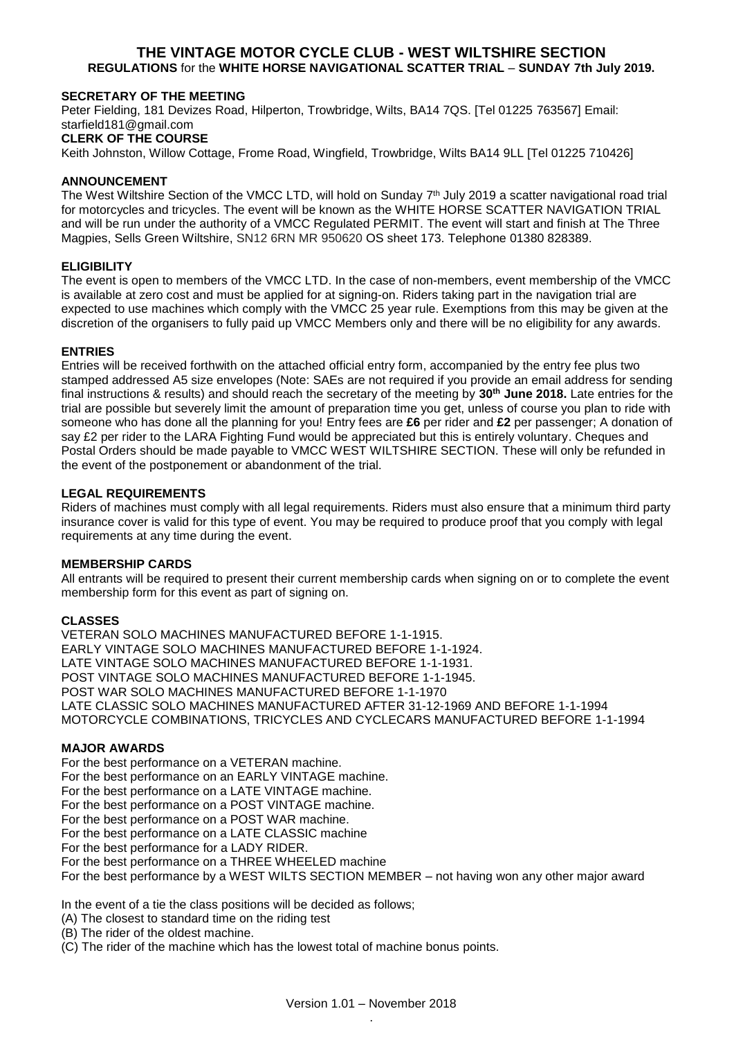# THE VINTAGE MOTOR CYCLE CLUB - WEST WILTSHIRE SECTION

**REGULATIONS** for the **WHITE HORSE NAVIGATIONAL SCATTER TRIAL** – **SUNDAY 7th July 2019.**

### SECRETARY OF THE MEETING

Peter Fielding, 181 Devizes Road, Hilperton, Trowbridge, Wilts, BA14 7QS. [Tel 01225 763567] Email: starfield181@gmail.com

### CLERK OF THE COURSE

Keith Johnston, Willow Cottage, Frome Road, Wingfield, Trowbridge, Wilts BA14 9LL [Tel 01225 710426]

### ANNOUNCEMENT

The West Wiltshire Section of the VMCC LTD, will hold on Sunday 7th July 2019 a scatter navigational road trial for motorcycles and tricycles. The event will be known as the WHITE HORSE SCATTER NAVIGATION TRIAL and will be run under the authority of a VMCC Regulated PERMIT. The event will start and finish at The Three Magpies, Sells Green Wiltshire, SN12 6RN MR 950620 OS sheet 173. Telephone 01380 828389.

### ELIGIBILITY

The event is open to members of the VMCC LTD. In the case of non-members, event membership of the VMCC is available at zero cost and must be applied for at signing-on. Riders taking part in the navigation trial are expected to use machines which comply with the VMCC 25 year rule. Exemptions from this may be given at the discretion of the organisers to fully paid up VMCC Members only and there will be no eligibility for any awards.

### ENTRIES

Entries will be received forthwith on the attached official entry form, accompanied by the entry fee plus two stamped addressed A5 size envelopes (Note: SAEs are not required if you provide an email address for sending final instructions & results) and should reach the secretary of the meeting by **30th June 2018.** Late entries for the trial are possible but severely limit the amount of preparation time you get, unless of course you plan to ride with someone who has done all the planning for you! Entry fees are **£6** per rider and **£2** per passenger; A donation of say £2 per rider to the LARA Fighting Fund would be appreciated but this is entirely voluntary. Cheques and Postal Orders should be made payable to VMCC WEST WILTSHIRE SECTION. These will only be refunded in the event of the postponement or abandonment of the trial.

### LEGAL REQUIREMENTS

Riders of machines must comply with all legal requirements. Riders must also ensure that a minimum third party insurance cover is valid for this type of event. You may be required to produce proof that you comply with legal requirements at any time during the event.

### MEMBERSHIP CARDS

All entrants will be required to present their current membership cards when signing on or to complete the event membership form for this event as part of signing on.

### CLASSES

VETERAN SOLO MACHINES MANUFACTURED BEFORE 1-1-1915.
EARLY VINTAGE SOLO MACHINES MANUFACTURED BEFORE 1-1-1924.
LATE VINTAGE SOLO MACHINES MANUFACTURED BEFORE 1-1-1931.
POST VINTAGE SOLO MACHINES MANUFACTURED BEFORE 1-1-1945.
POST WAR SOLO MACHINES MANUFACTURED BEFORE 1-1-1970
LATE CLASSIC SOLO MACHINES MANUFACTURED AFTER 31-12-1969 AND BEFORE 1-1-1994
MOTORCYCLE COMBINATIONS, TRICYCLES AND CYCLECARS MANUFACTURED BEFORE 1-1-1994

### MAJOR AWARDS

For the best performance on a VETERAN machine.
For the best performance on an EARLY VINTAGE machine.
For the best performance on a LATE VINTAGE machine.
For the best performance on a POST VINTAGE machine.
For the best performance on a POST WAR machine.
For the best performance on a LATE CLASSIC machine
For the best performance for a LADY RIDER.
For the best performance on a THREE WHEELED machine
For the best performance by a WEST WILTS SECTION MEMBER – not having won any other major award

In the event of a tie the class positions will be decided as follows;
(A) The closest to standard time on the riding test
(B) The rider of the oldest machine.
(C) The rider of the machine which has the lowest total of machine bonus points.

Version 1.01 – November 2018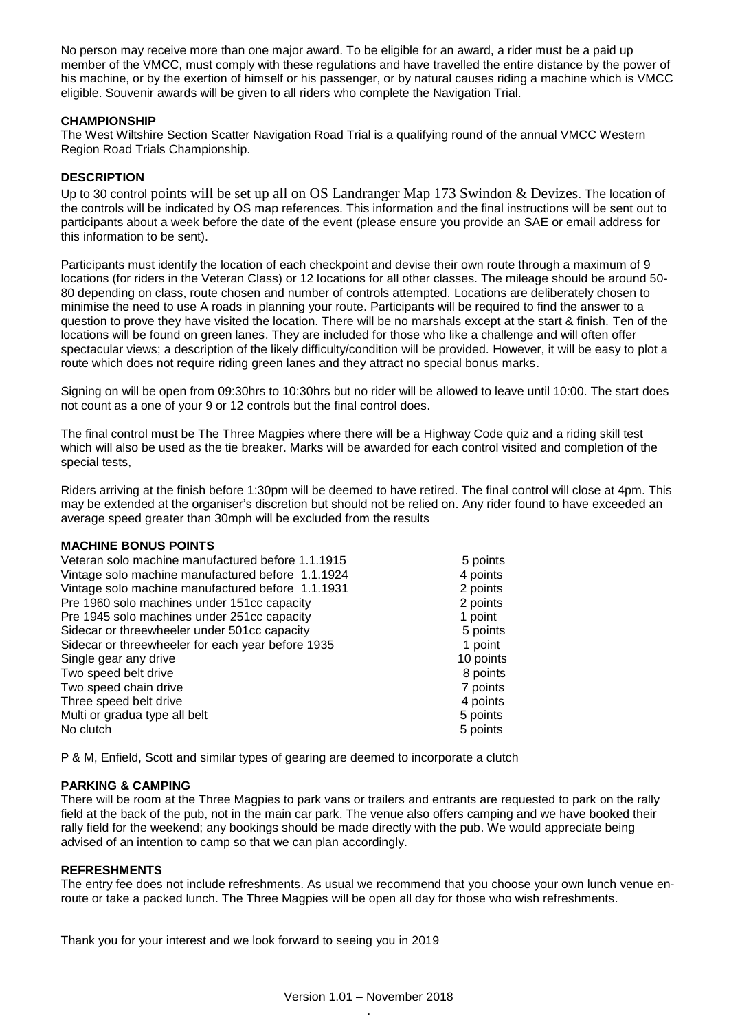No person may receive more than one major award. To be eligible for an award, a rider must be a paid up member of the VMCC, must comply with these regulations and have travelled the entire distance by the power of his machine, or by the exertion of himself or his passenger, or by natural causes riding a machine which is VMCC eligible. Souvenir awards will be given to all riders who complete the Navigation Trial.

**CHAMPIONSHIP**

The West Wiltshire Section Scatter Navigation Road Trial is a qualifying round of the annual VMCC Western Region Road Trials Championship.

**DESCRIPTION**

Up to 30 control points will be set up all on OS Landranger Map 173 Swindon & Devizes. The location of the controls will be indicated by OS map references. This information and the final instructions will be sent out to participants about a week before the date of the event (please ensure you provide an SAE or email address for this information to be sent).

Participants must identify the location of each checkpoint and devise their own route through a maximum of 9 locations (for riders in the Veteran Class) or 12 locations for all other classes. The mileage should be around 50-80 depending on class, route chosen and number of controls attempted. Locations are deliberately chosen to minimise the need to use A roads in planning your route. Participants will be required to find the answer to a question to prove they have visited the location. There will be no marshals except at the start & finish. Ten of the locations will be found on green lanes. They are included for those who like a challenge and will often offer spectacular views; a description of the likely difficulty/condition will be provided. However, it will be easy to plot a route which does not require riding green lanes and they attract no special bonus marks.

Signing on will be open from 09:30hrs to 10:30hrs but no rider will be allowed to leave until 10:00. The start does not count as a one of your 9 or 12 controls but the final control does.

The final control must be The Three Magpies where there will be a Highway Code quiz and a riding skill test which will also be used as the tie breaker. Marks will be awarded for each control visited and completion of the special tests,

Riders arriving at the finish before 1:30pm will be deemed to have retired. The final control will close at 4pm. This may be extended at the organiser's discretion but should not be relied on. Any rider found to have exceeded an average speed greater than 30mph will be excluded from the results

**MACHINE BONUS POINTS**

| | |
|---|---|
| Veteran solo machine manufactured before 1.1.1915 | 5 points |
| Vintage solo machine manufactured before 1.1.1924 | 4 points |
| Vintage solo machine manufactured before 1.1.1931 | 2 points |
| Pre 1960 solo machines under 151cc capacity | 2 points |
| Pre 1945 solo machines under 251cc capacity | 1 point |
| Sidecar or threewheeler under 501cc capacity | 5 points |
| Sidecar or threewheeler for each year before 1935 | 1 point |
| Single gear any drive | 10 points |
| Two speed belt drive | 8 points |
| Two speed chain drive | 7 points |
| Three speed belt drive | 4 points |
| Multi or gradua type all belt | 5 points |
| No clutch | 5 points |

P & M, Enfield, Scott and similar types of gearing are deemed to incorporate a clutch

**PARKING & CAMPING**

There will be room at the Three Magpies to park vans or trailers and entrants are requested to park on the rally field at the back of the pub, not in the main car park. The venue also offers camping and we have booked their rally field for the weekend; any bookings should be made directly with the pub. We would appreciate being advised of an intention to camp so that we can plan accordingly.

**REFRESHMENTS**

The entry fee does not include refreshments. As usual we recommend that you choose your own lunch venue en-route or take a packed lunch. The Three Magpies will be open all day for those who wish refreshments.

Thank you for your interest and we look forward to seeing you in 2019

Version 1.01 – November 2018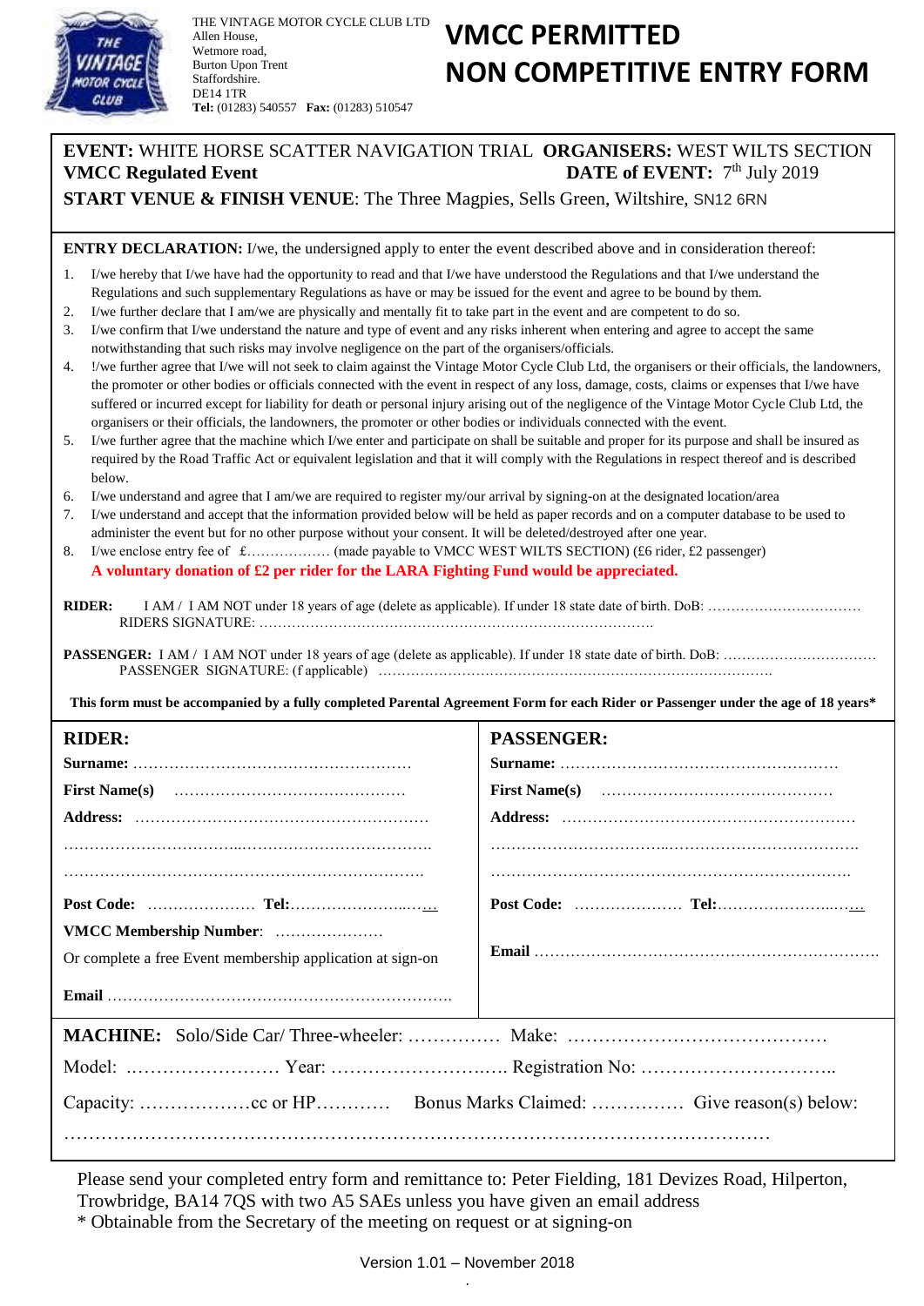THE VINTAGE MOTOR CYCLE CLUB LTD
Allen House,
Wetmore road,
Burton Upon Trent
Staffordshire.
DE14 1TR
**Tel:** (01283) 540557 **Fax:** (01283) 510547

# VMCC PERMITTED NON COMPETITIVE ENTRY FORM

**EVENT:** WHITE HORSE SCATTER NAVIGATION TRIAL **ORGANISERS:** WEST WILTS SECTION
**VMCC Regulated Event** **DATE of EVENT:** 7th July 2019
**START VENUE & FINISH VENUE**: The Three Magpies, Sells Green, Wiltshire, SN12 6RN

**ENTRY DECLARATION:** I/we, the undersigned apply to enter the event described above and in consideration thereof:

1. I/we hereby that I/we have had the opportunity to read and that I/we have understood the Regulations and that I/we understand the Regulations and such supplementary Regulations as have or may be issued for the event and agree to be bound by them.
2. I/we further declare that I am/we are physically and mentally fit to take part in the event and are competent to do so.
3. I/we confirm that I/we understand the nature and type of event and any risks inherent when entering and agree to accept the same notwithstanding that such risks may involve negligence on the part of the organisers/officials.
4. !/we further agree that I/we will not seek to claim against the Vintage Motor Cycle Club Ltd, the organisers or their officials, the landowners, the promoter or other bodies or officials connected with the event in respect of any loss, damage, costs, claims or expenses that I/we have suffered or incurred except for liability for death or personal injury arising out of the negligence of the Vintage Motor Cycle Club Ltd, the organisers or their officials, the landowners, the promoter or other bodies or individuals connected with the event.
5. I/we further agree that the machine which I/we enter and participate on shall be suitable and proper for its purpose and shall be insured as required by the Road Traffic Act or equivalent legislation and that it will comply with the Regulations in respect thereof and is described below.
6. I/we understand and agree that I am/we are required to register my/our arrival by signing-on at the designated location/area
7. I/we understand and accept that the information provided below will be held as paper records and on a computer database to be used to administer the event but for no other purpose without your consent. It will be deleted/destroyed after one year.
8. I/we enclose entry fee of £……………… (made payable to VMCC WEST WILTS SECTION) (£6 rider, £2 passenger)
   **A voluntary donation of £2 per rider for the LARA Fighting Fund would be appreciated.**

**RIDER:** I AM / I AM NOT under 18 years of age (delete as applicable). If under 18 state date of birth. DoB: ……………………………
RIDERS SIGNATURE: ……………………………………………………………………….

**PASSENGER:** I AM / I AM NOT under 18 years of age (delete as applicable). If under 18 state date of birth. DoB: ……………………………
PASSENGER SIGNATURE: (f applicable) ……………………………………………………………………….

**This form must be accompanied by a fully completed Parental Agreement Form for each Rider or Passenger under the age of 18 years***

| **RIDER:** | **PASSENGER:** |
|---|---|
| **Surname:** ……………………………………………… | **Surname:** ……………………………………………… |
| **First Name(s)** ……………………………………… | **First Name(s)** ……………………………………… |
| **Address:** ………………………………………………… | **Address:** ………………………………………………… |
| ……………………………..……………………………… | ……………………………..……………………………… |
| …………………………………………………………… | …………………………………………………………… |
| **Post Code:** ………………… **Tel:**…………………..…… | **Post Code:** ………………… **Tel:**…………………..…… |
| **VMCC Membership Number**: ………………… | **Email** ………………………………………………………… |
| Or complete a free Event membership application at sign-on | |
| **Email** ………………………………………………………… | |

**MACHINE:** Solo/Side Car/ Three-wheeler: …………… Make: ……………………………………
Model: …………………… Year: ……………………….. Registration No: …………………………..
Capacity: ………………cc or HP………… Bonus Marks Claimed: …………… Give reason(s) below:
………………………………………………………………………………………………

Please send your completed entry form and remittance to: Peter Fielding, 181 Devizes Road, Hilperton, Trowbridge, BA14 7QS with two A5 SAEs unless you have given an email address
* Obtainable from the Secretary of the meeting on request or at signing-on

Version 1.01 – November 2018